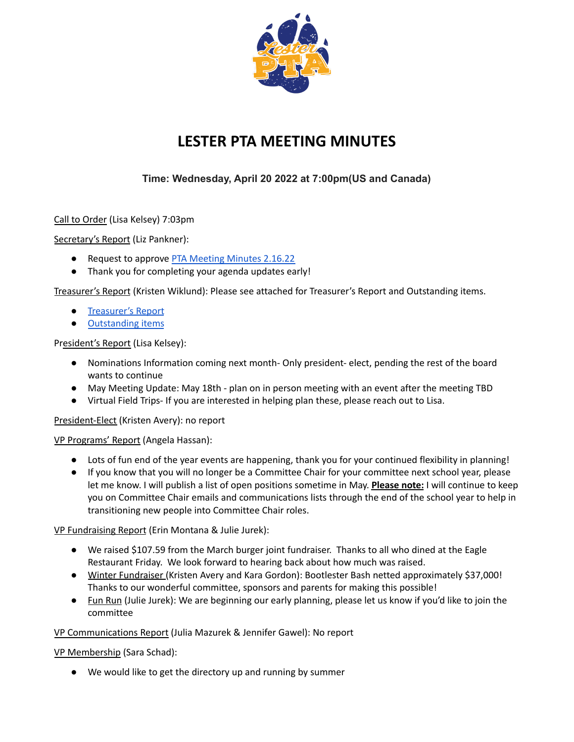# LESTER PTA MEETING MINUTES

### Time: Wednesday, April 20 2022 at 7:00pm(US and Canada)

Call to Order (Lisa Kelsey) 7:03pm

Secretary's Report (Liz Pankner):

- Request to approve PTA Meeting Minutes 2.16.22
- Thank you for completing your agenda updates early!

Treasurer's Report (Kristen Wiklund): Please see attached for Treasurer's Report and Outstanding items.

- Treasurer's Report
- Outstanding items

President's Report (Lisa Kelsey):

- Nominations Information coming next month- Only president- elect, pending the rest of the board wants to continue
- May Meeting Update: May 18th - plan on in person meeting with an event after the meeting TBD
- Virtual Field Trips- If you are interested in helping plan these, please reach out to Lisa.

President-Elect (Kristen Avery): no report

VP Programs' Report (Angela Hassan):

- Lots of fun end of the year events are happening, thank you for your continued flexibility in planning!
- If you know that you will no longer be a Committee Chair for your committee next school year, please let me know. I will publish a list of open positions sometime in May. **Please note:** I will continue to keep you on Committee Chair emails and communications lists through the end of the school year to help in transitioning new people into Committee Chair roles.

VP Fundraising Report (Erin Montana & Julie Jurek):

- We raised $107.59 from the March burger joint fundraiser. Thanks to all who dined at the Eagle Restaurant Friday. We look forward to hearing back about how much was raised.
- Winter Fundraiser (Kristen Avery and Kara Gordon): Bootlester Bash netted approximately $37,000! Thanks to our wonderful committee, sponsors and parents for making this possible!
- Fun Run (Julie Jurek): We are beginning our early planning, please let us know if you'd like to join the committee

VP Communications Report (Julia Mazurek & Jennifer Gawel): No report

VP Membership (Sara Schad):

- We would like to get the directory up and running by summer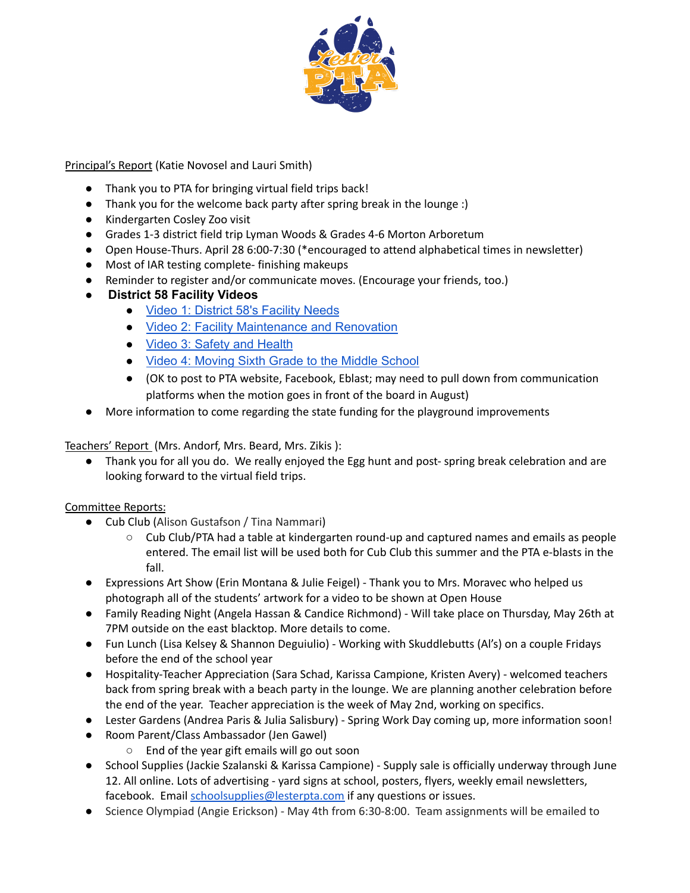Principal's Report (Katie Novosel and Lauri Smith)

- Thank you to PTA for bringing virtual field trips back!
- Thank you for the welcome back party after spring break in the lounge :)
- Kindergarten Cosley Zoo visit
- Grades 1-3 district field trip Lyman Woods & Grades 4-6 Morton Arboretum
- Open House-Thurs. April 28 6:00-7:30 (*encouraged to attend alphabetical times in newsletter)
- Most of IAR testing complete- finishing makeups
- Reminder to register and/or communicate moves. (Encourage your friends, too.)
- **District 58 Facility Videos**
  - Video 1: District 58's Facility Needs
  - Video 2: Facility Maintenance and Renovation
  - Video 3: Safety and Health
  - Video 4: Moving Sixth Grade to the Middle School
  - (OK to post to PTA website, Facebook, Eblast; may need to pull down from communication platforms when the motion goes in front of the board in August)
- More information to come regarding the state funding for the playground improvements

Teachers' Report (Mrs. Andorf, Mrs. Beard, Mrs. Zikis ):

- Thank you for all you do. We really enjoyed the Egg hunt and post- spring break celebration and are looking forward to the virtual field trips.

Committee Reports:

- Cub Club (Alison Gustafson / Tina Nammari)
  - Cub Club/PTA had a table at kindergarten round-up and captured names and emails as people entered. The email list will be used both for Cub Club this summer and the PTA e-blasts in the fall.
- Expressions Art Show (Erin Montana & Julie Feigel) - Thank you to Mrs. Moravec who helped us photograph all of the students' artwork for a video to be shown at Open House
- Family Reading Night (Angela Hassan & Candice Richmond) - Will take place on Thursday, May 26th at 7PM outside on the east blacktop. More details to come.
- Fun Lunch (Lisa Kelsey & Shannon Deguiulio) - Working with Skuddlebutts (Al's) on a couple Fridays before the end of the school year
- Hospitality-Teacher Appreciation (Sara Schad, Karissa Campione, Kristen Avery) - welcomed teachers back from spring break with a beach party in the lounge. We are planning another celebration before the end of the year. Teacher appreciation is the week of May 2nd, working on specifics.
- Lester Gardens (Andrea Paris & Julia Salisbury) - Spring Work Day coming up, more information soon!
- Room Parent/Class Ambassador (Jen Gawel)
  - End of the year gift emails will go out soon
- School Supplies (Jackie Szalanski & Karissa Campione) - Supply sale is officially underway through June 12. All online. Lots of advertising - yard signs at school, posters, flyers, weekly email newsletters, facebook. Email schoolsupplies@lesterpta.com if any questions or issues.
- Science Olympiad (Angie Erickson) - May 4th from 6:30-8:00. Team assignments will be emailed to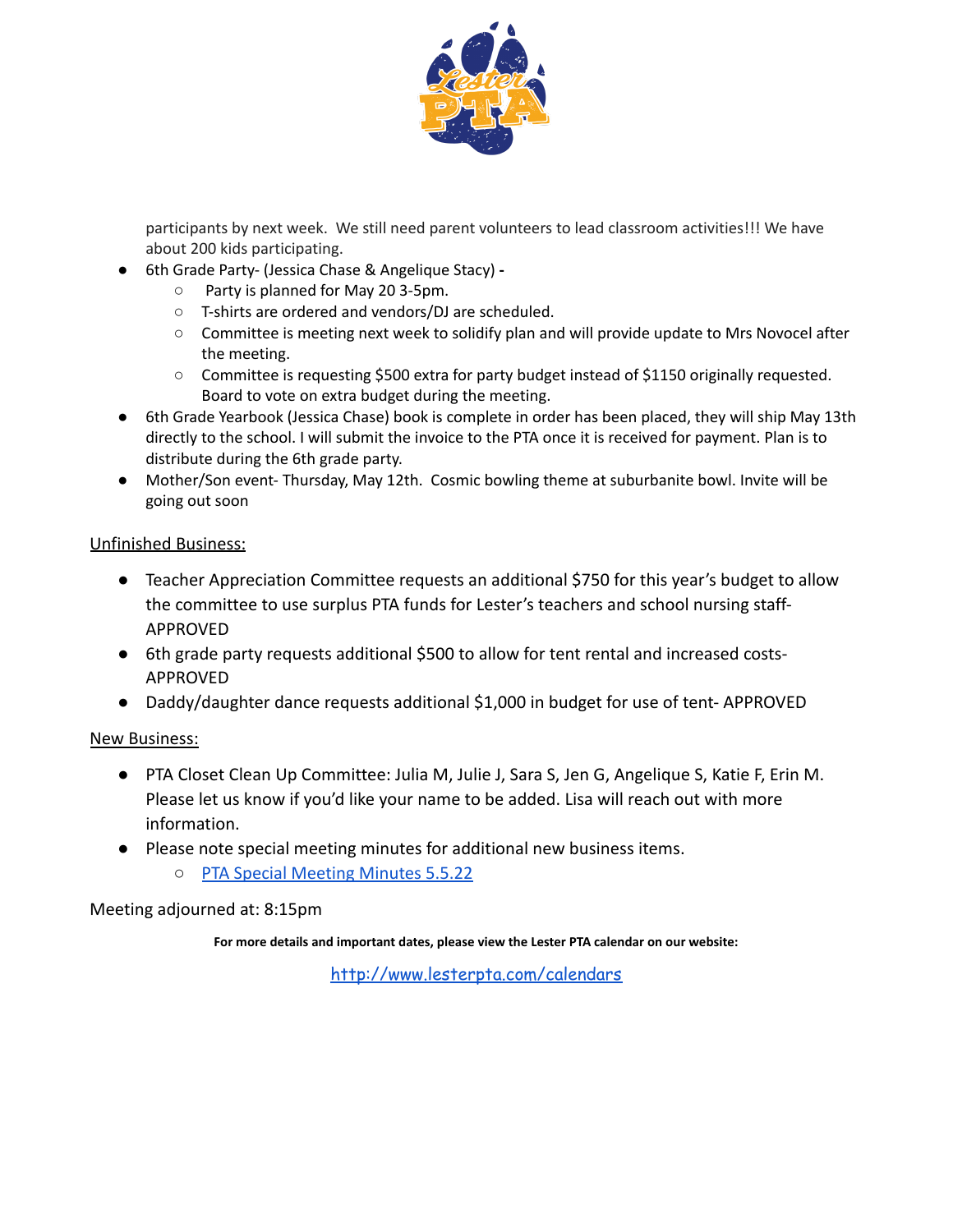participants by next week. We still need parent volunteers to lead classroom activities!!! We have about 200 kids participating.

- 6th Grade Party- (Jessica Chase & Angelique Stacy) -
  - Party is planned for May 20 3-5pm.
  - T-shirts are ordered and vendors/DJ are scheduled.
  - Committee is meeting next week to solidify plan and will provide update to Mrs Novocel after the meeting.
  - Committee is requesting $500 extra for party budget instead of $1150 originally requested. Board to vote on extra budget during the meeting.
- 6th Grade Yearbook (Jessica Chase) book is complete in order has been placed, they will ship May 13th directly to the school. I will submit the invoice to the PTA once it is received for payment. Plan is to distribute during the 6th grade party.
- Mother/Son event- Thursday, May 12th. Cosmic bowling theme at suburbanite bowl. Invite will be going out soon

<u>Unfinished Business:</u>

- Teacher Appreciation Committee requests an additional $750 for this year's budget to allow the committee to use surplus PTA funds for Lester's teachers and school nursing staff- APPROVED
- 6th grade party requests additional $500 to allow for tent rental and increased costs- APPROVED
- Daddy/daughter dance requests additional $1,000 in budget for use of tent- APPROVED

<u>New Business:</u>

- PTA Closet Clean Up Committee: Julia M, Julie J, Sara S, Jen G, Angelique S, Katie F, Erin M. Please let us know if you'd like your name to be added. Lisa will reach out with more information.
- Please note special meeting minutes for additional new business items.
  - PTA Special Meeting Minutes 5.5.22

Meeting adjourned at: 8:15pm

**For more details and important dates, please view the Lester PTA calendar on our website:**

http://www.lesterpta.com/calendars